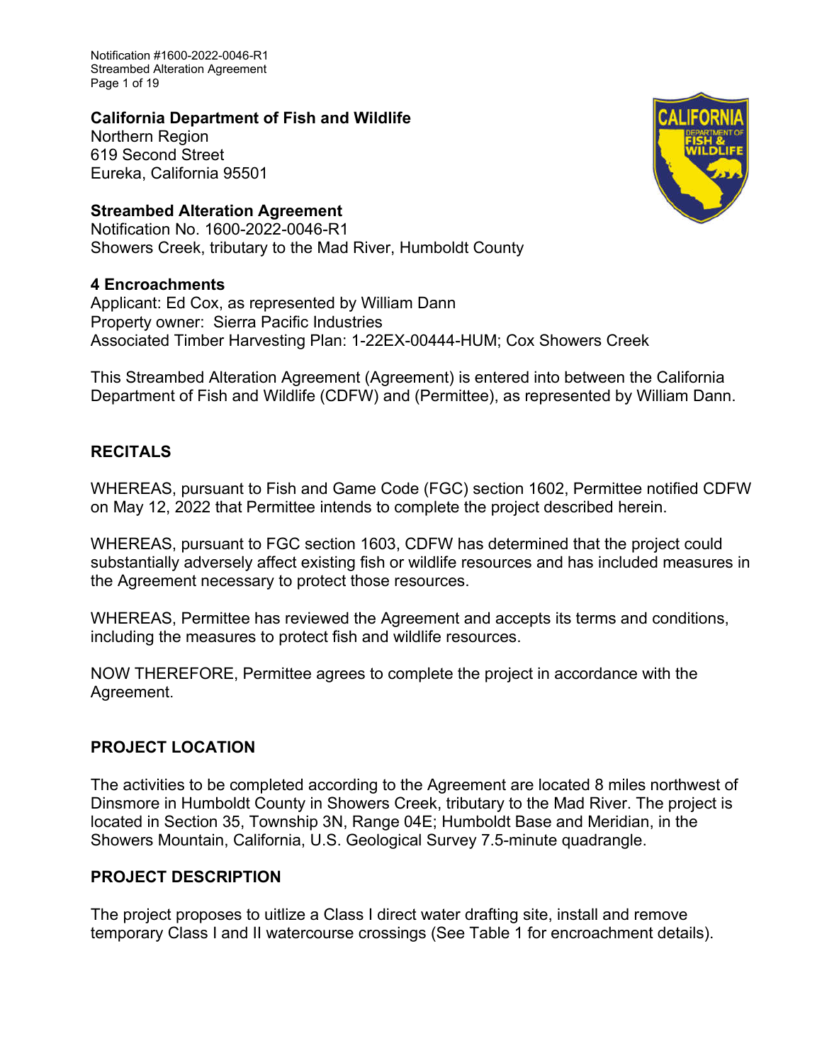**California Department of Fish and Wildlife**
Northern Region
619 Second Street
Eureka, California 95501

**Streambed Alteration Agreement**
Notification No. 1600-2022-0046-R1
Showers Creek, tributary to the Mad River, Humboldt County

**4 Encroachments**
Applicant: Ed Cox, as represented by William Dann
Property owner: Sierra Pacific Industries
Associated Timber Harvesting Plan: 1-22EX-00444-HUM; Cox Showers Creek

This Streambed Alteration Agreement (Agreement) is entered into between the California Department of Fish and Wildlife (CDFW) and (Permittee), as represented by William Dann.

## RECITALS

WHEREAS, pursuant to Fish and Game Code (FGC) section 1602, Permittee notified CDFW on May 12, 2022 that Permittee intends to complete the project described herein.

WHEREAS, pursuant to FGC section 1603, CDFW has determined that the project could substantially adversely affect existing fish or wildlife resources and has included measures in the Agreement necessary to protect those resources.

WHEREAS, Permittee has reviewed the Agreement and accepts its terms and conditions, including the measures to protect fish and wildlife resources.

NOW THEREFORE, Permittee agrees to complete the project in accordance with the Agreement.

## PROJECT LOCATION

The activities to be completed according to the Agreement are located 8 miles northwest of Dinsmore in Humboldt County in Showers Creek, tributary to the Mad River. The project is located in Section 35, Township 3N, Range 04E; Humboldt Base and Meridian, in the Showers Mountain, California, U.S. Geological Survey 7.5-minute quadrangle.

## PROJECT DESCRIPTION

The project proposes to uitlize a Class I direct water drafting site, install and remove temporary Class I and II watercourse crossings (See Table 1 for encroachment details).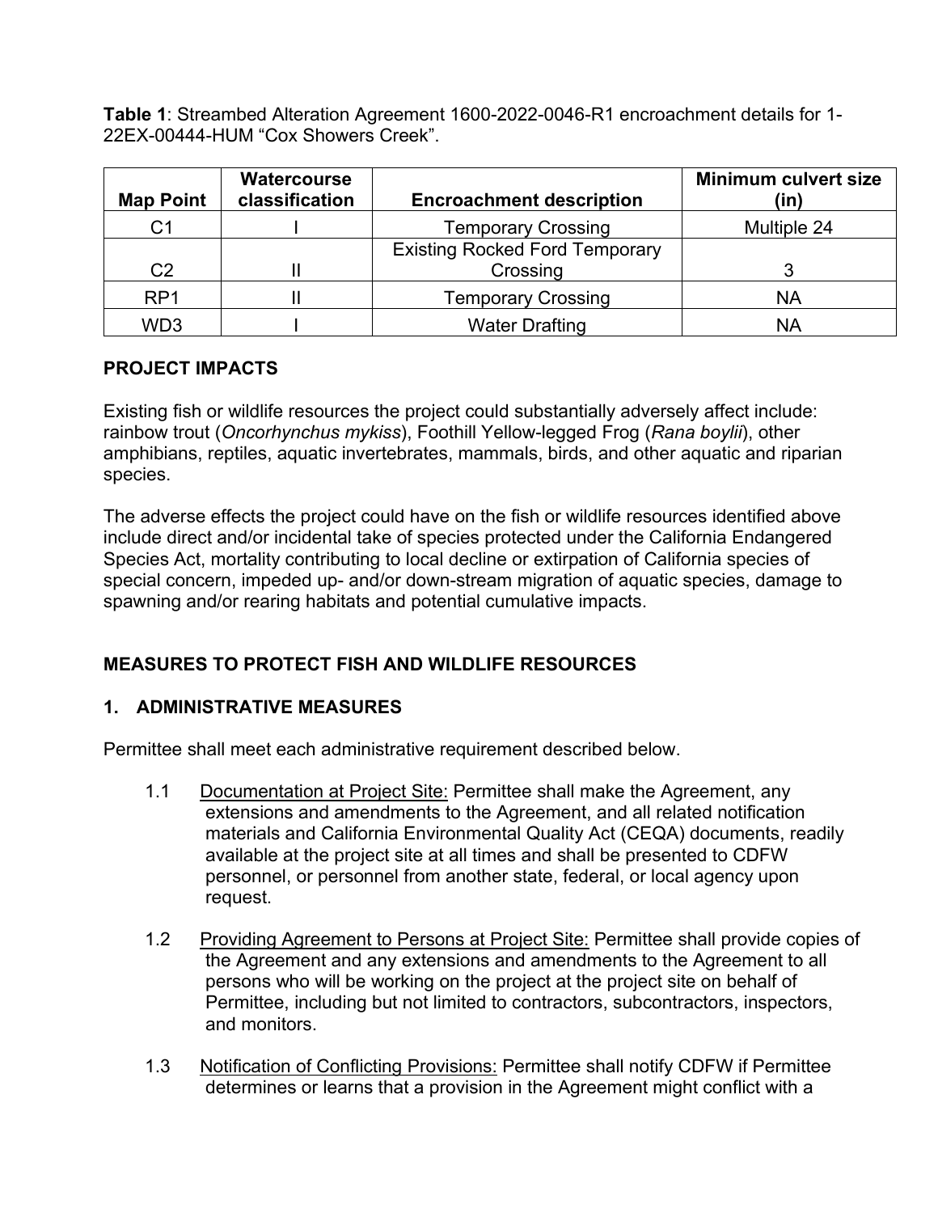**Table 1**: Streambed Alteration Agreement 1600-2022-0046-R1 encroachment details for 1-22EX-00444-HUM "Cox Showers Creek".

| Map Point | Watercourse classification | Encroachment description | Minimum culvert size (in) |
|---|---|---|---|
| C1 | I | Temporary Crossing | Multiple 24 |
| C2 | II | Existing Rocked Ford Temporary Crossing | 3 |
| RP1 | II | Temporary Crossing | NA |
| WD3 | I | Water Drafting | NA |

## PROJECT IMPACTS

Existing fish or wildlife resources the project could substantially adversely affect include: rainbow trout (*Oncorhynchus mykiss*), Foothill Yellow-legged Frog (*Rana boylii*), other amphibians, reptiles, aquatic invertebrates, mammals, birds, and other aquatic and riparian species.

The adverse effects the project could have on the fish or wildlife resources identified above include direct and/or incidental take of species protected under the California Endangered Species Act, mortality contributing to local decline or extirpation of California species of special concern, impeded up- and/or down-stream migration of aquatic species, damage to spawning and/or rearing habitats and potential cumulative impacts.

## MEASURES TO PROTECT FISH AND WILDLIFE RESOURCES

### 1. ADMINISTRATIVE MEASURES

Permittee shall meet each administrative requirement described below.

1.1 Documentation at Project Site: Permittee shall make the Agreement, any extensions and amendments to the Agreement, and all related notification materials and California Environmental Quality Act (CEQA) documents, readily available at the project site at all times and shall be presented to CDFW personnel, or personnel from another state, federal, or local agency upon request.

1.2 Providing Agreement to Persons at Project Site: Permittee shall provide copies of the Agreement and any extensions and amendments to the Agreement to all persons who will be working on the project at the project site on behalf of Permittee, including but not limited to contractors, subcontractors, inspectors, and monitors.

1.3 Notification of Conflicting Provisions: Permittee shall notify CDFW if Permittee determines or learns that a provision in the Agreement might conflict with a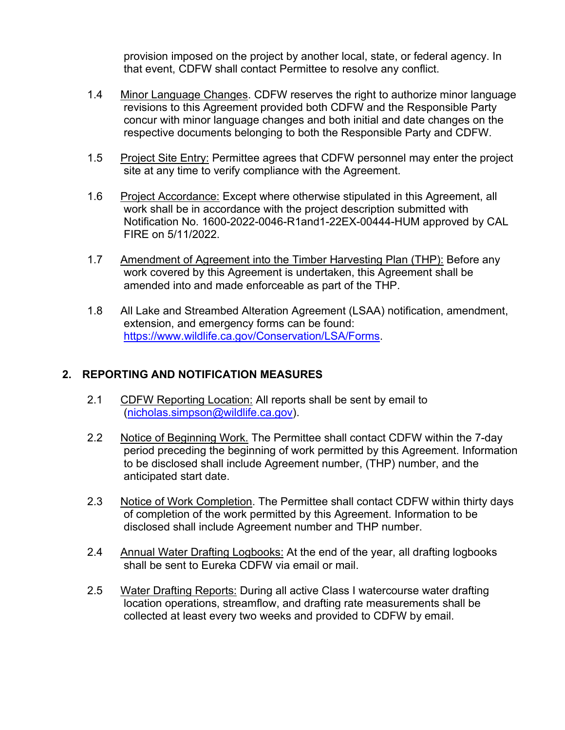provision imposed on the project by another local, state, or federal agency. In that event, CDFW shall contact Permittee to resolve any conflict.

1.4 Minor Language Changes. CDFW reserves the right to authorize minor language revisions to this Agreement provided both CDFW and the Responsible Party concur with minor language changes and both initial and date changes on the respective documents belonging to both the Responsible Party and CDFW.

1.5 Project Site Entry: Permittee agrees that CDFW personnel may enter the project site at any time to verify compliance with the Agreement.

1.6 Project Accordance: Except where otherwise stipulated in this Agreement, all work shall be in accordance with the project description submitted with Notification No. 1600-2022-0046-R1and1-22EX-00444-HUM approved by CAL FIRE on 5/11/2022.

1.7 Amendment of Agreement into the Timber Harvesting Plan (THP): Before any work covered by this Agreement is undertaken, this Agreement shall be amended into and made enforceable as part of the THP.

1.8 All Lake and Streambed Alteration Agreement (LSAA) notification, amendment, extension, and emergency forms can be found: https://www.wildlife.ca.gov/Conservation/LSA/Forms.

## 2. REPORTING AND NOTIFICATION MEASURES

2.1 CDFW Reporting Location: All reports shall be sent by email to (nicholas.simpson@wildlife.ca.gov).

2.2 Notice of Beginning Work. The Permittee shall contact CDFW within the 7-day period preceding the beginning of work permitted by this Agreement. Information to be disclosed shall include Agreement number, (THP) number, and the anticipated start date.

2.3 Notice of Work Completion. The Permittee shall contact CDFW within thirty days of completion of the work permitted by this Agreement. Information to be disclosed shall include Agreement number and THP number.

2.4 Annual Water Drafting Logbooks: At the end of the year, all drafting logbooks shall be sent to Eureka CDFW via email or mail.

2.5 Water Drafting Reports: During all active Class I watercourse water drafting location operations, streamflow, and drafting rate measurements shall be collected at least every two weeks and provided to CDFW by email.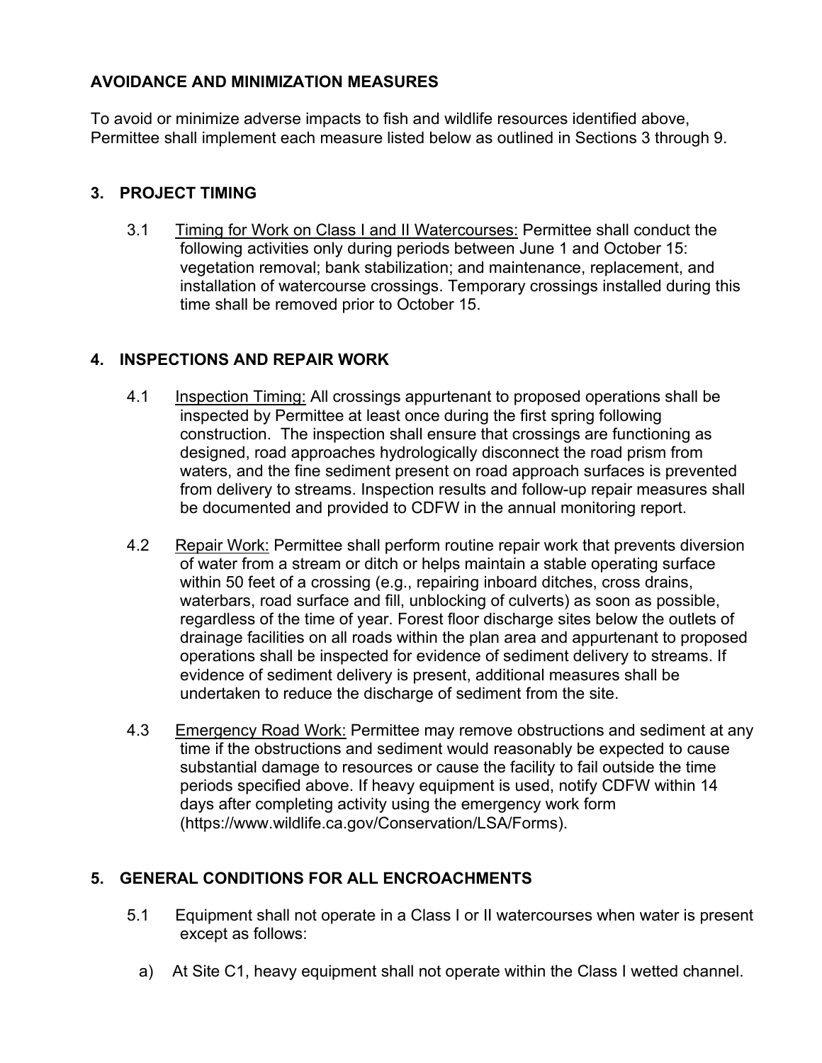## AVOIDANCE AND MINIMIZATION MEASURES

To avoid or minimize adverse impacts to fish and wildlife resources identified above, Permittee shall implement each measure listed below as outlined in Sections 3 through 9.

### 3. PROJECT TIMING

3.1 Timing for Work on Class I and II Watercourses: Permittee shall conduct the following activities only during periods between June 1 and October 15: vegetation removal; bank stabilization; and maintenance, replacement, and installation of watercourse crossings. Temporary crossings installed during this time shall be removed prior to October 15.

### 4. INSPECTIONS AND REPAIR WORK

4.1 Inspection Timing: All crossings appurtenant to proposed operations shall be inspected by Permittee at least once during the first spring following construction. The inspection shall ensure that crossings are functioning as designed, road approaches hydrologically disconnect the road prism from waters, and the fine sediment present on road approach surfaces is prevented from delivery to streams. Inspection results and follow-up repair measures shall be documented and provided to CDFW in the annual monitoring report.

4.2 Repair Work: Permittee shall perform routine repair work that prevents diversion of water from a stream or ditch or helps maintain a stable operating surface within 50 feet of a crossing (e.g., repairing inboard ditches, cross drains, waterbars, road surface and fill, unblocking of culverts) as soon as possible, regardless of the time of year. Forest floor discharge sites below the outlets of drainage facilities on all roads within the plan area and appurtenant to proposed operations shall be inspected for evidence of sediment delivery to streams. If evidence of sediment delivery is present, additional measures shall be undertaken to reduce the discharge of sediment from the site.

4.3 Emergency Road Work: Permittee may remove obstructions and sediment at any time if the obstructions and sediment would reasonably be expected to cause substantial damage to resources or cause the facility to fail outside the time periods specified above. If heavy equipment is used, notify CDFW within 14 days after completing activity using the emergency work form (https://www.wildlife.ca.gov/Conservation/LSA/Forms).

### 5. GENERAL CONDITIONS FOR ALL ENCROACHMENTS

5.1 Equipment shall not operate in a Class I or II watercourses when water is present except as follows:

a) At Site C1, heavy equipment shall not operate within the Class I wetted channel.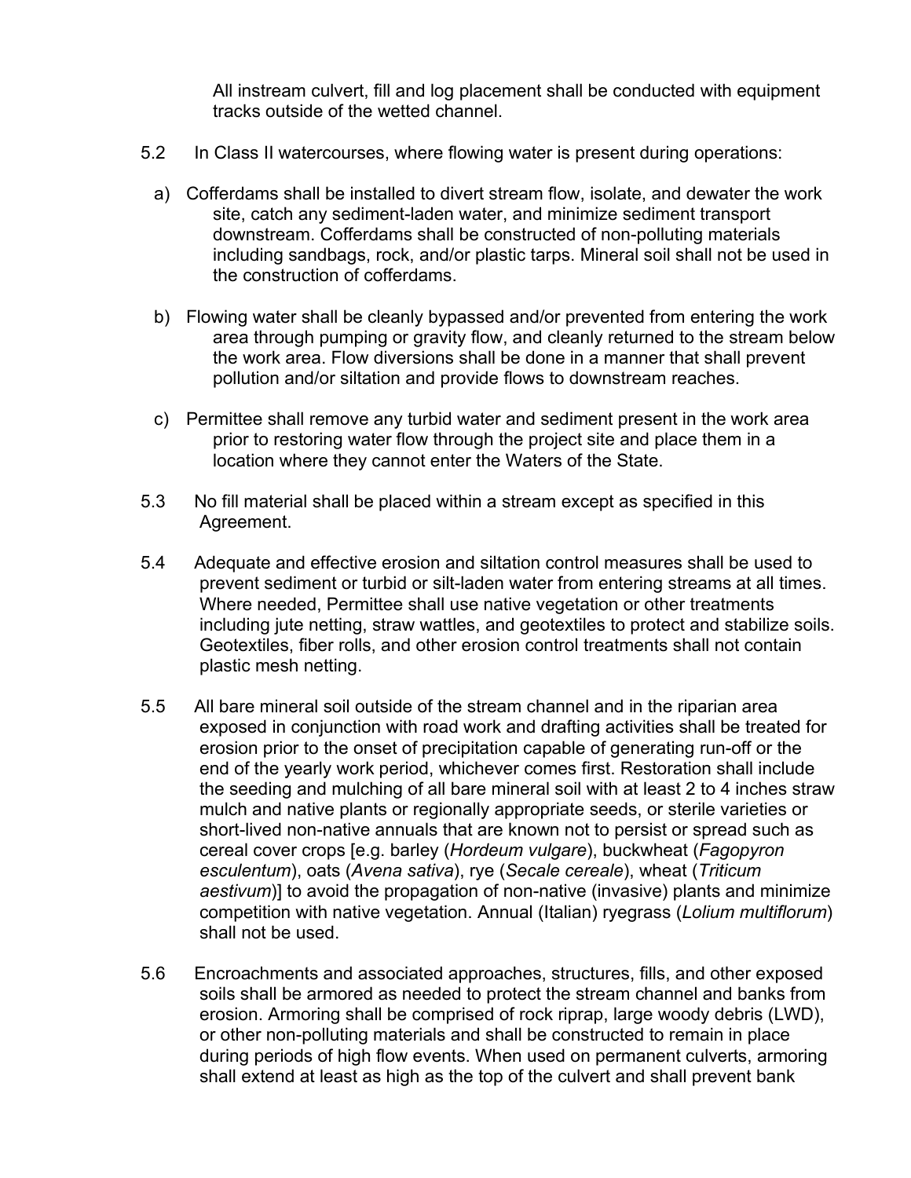All instream culvert, fill and log placement shall be conducted with equipment tracks outside of the wetted channel.

5.2 In Class II watercourses, where flowing water is present during operations:

a) Cofferdams shall be installed to divert stream flow, isolate, and dewater the work site, catch any sediment-laden water, and minimize sediment transport downstream. Cofferdams shall be constructed of non-polluting materials including sandbags, rock, and/or plastic tarps. Mineral soil shall not be used in the construction of cofferdams.

b) Flowing water shall be cleanly bypassed and/or prevented from entering the work area through pumping or gravity flow, and cleanly returned to the stream below the work area. Flow diversions shall be done in a manner that shall prevent pollution and/or siltation and provide flows to downstream reaches.

c) Permittee shall remove any turbid water and sediment present in the work area prior to restoring water flow through the project site and place them in a location where they cannot enter the Waters of the State.

5.3 No fill material shall be placed within a stream except as specified in this Agreement.

5.4 Adequate and effective erosion and siltation control measures shall be used to prevent sediment or turbid or silt-laden water from entering streams at all times. Where needed, Permittee shall use native vegetation or other treatments including jute netting, straw wattles, and geotextiles to protect and stabilize soils. Geotextiles, fiber rolls, and other erosion control treatments shall not contain plastic mesh netting.

5.5 All bare mineral soil outside of the stream channel and in the riparian area exposed in conjunction with road work and drafting activities shall be treated for erosion prior to the onset of precipitation capable of generating run-off or the end of the yearly work period, whichever comes first. Restoration shall include the seeding and mulching of all bare mineral soil with at least 2 to 4 inches straw mulch and native plants or regionally appropriate seeds, or sterile varieties or short-lived non-native annuals that are known not to persist or spread such as cereal cover crops [e.g. barley (*Hordeum vulgare*), buckwheat (*Fagopyron esculentum*), oats (*Avena sativa*), rye (*Secale cereale*), wheat (*Triticum aestivum*)] to avoid the propagation of non-native (invasive) plants and minimize competition with native vegetation. Annual (Italian) ryegrass (*Lolium multiflorum*) shall not be used.

5.6 Encroachments and associated approaches, structures, fills, and other exposed soils shall be armored as needed to protect the stream channel and banks from erosion. Armoring shall be comprised of rock riprap, large woody debris (LWD), or other non-polluting materials and shall be constructed to remain in place during periods of high flow events. When used on permanent culverts, armoring shall extend at least as high as the top of the culvert and shall prevent bank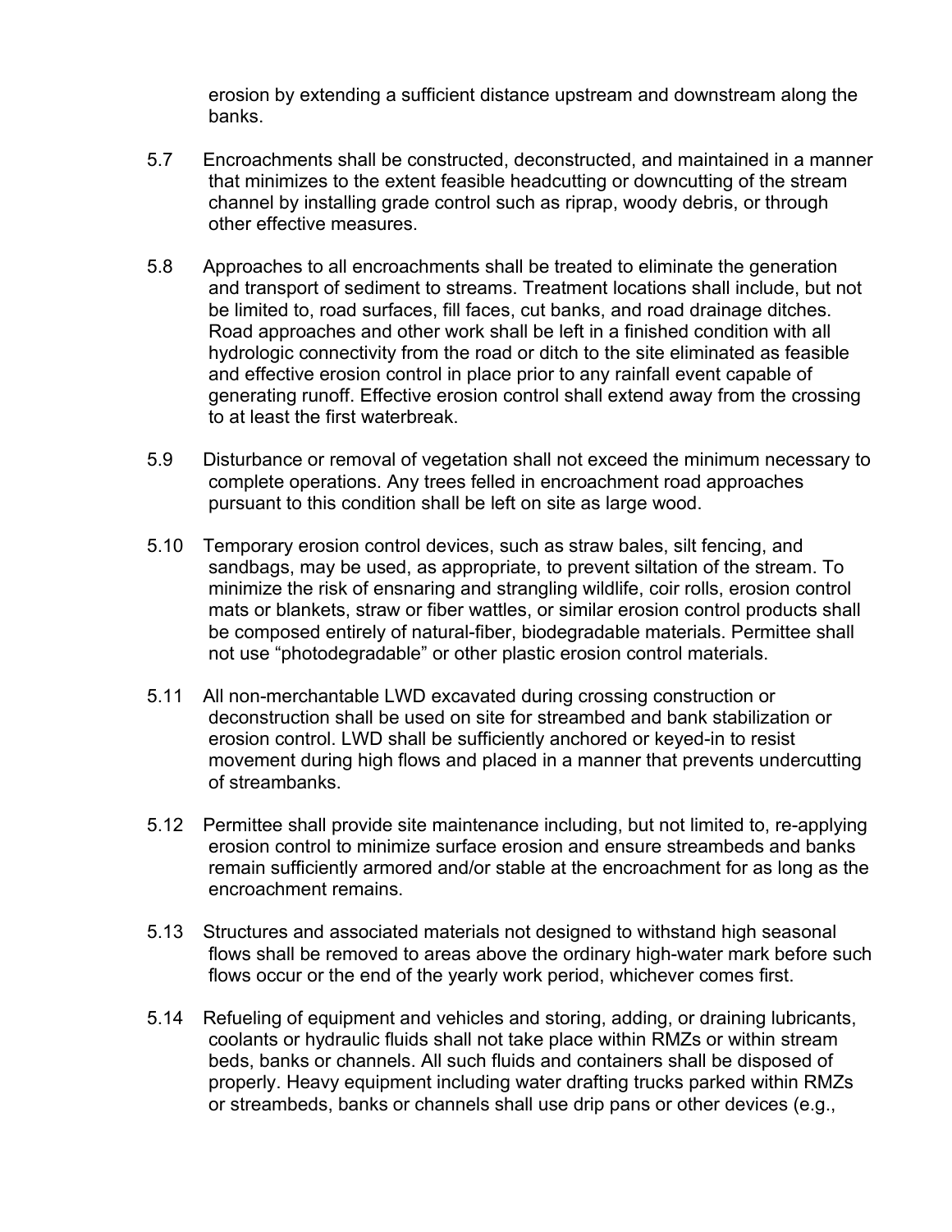erosion by extending a sufficient distance upstream and downstream along the banks.

5.7 Encroachments shall be constructed, deconstructed, and maintained in a manner that minimizes to the extent feasible headcutting or downcutting of the stream channel by installing grade control such as riprap, woody debris, or through other effective measures.

5.8 Approaches to all encroachments shall be treated to eliminate the generation and transport of sediment to streams. Treatment locations shall include, but not be limited to, road surfaces, fill faces, cut banks, and road drainage ditches. Road approaches and other work shall be left in a finished condition with all hydrologic connectivity from the road or ditch to the site eliminated as feasible and effective erosion control in place prior to any rainfall event capable of generating runoff. Effective erosion control shall extend away from the crossing to at least the first waterbreak.

5.9 Disturbance or removal of vegetation shall not exceed the minimum necessary to complete operations. Any trees felled in encroachment road approaches pursuant to this condition shall be left on site as large wood.

5.10 Temporary erosion control devices, such as straw bales, silt fencing, and sandbags, may be used, as appropriate, to prevent siltation of the stream. To minimize the risk of ensnaring and strangling wildlife, coir rolls, erosion control mats or blankets, straw or fiber wattles, or similar erosion control products shall be composed entirely of natural-fiber, biodegradable materials. Permittee shall not use "photodegradable" or other plastic erosion control materials.

5.11 All non-merchantable LWD excavated during crossing construction or deconstruction shall be used on site for streambed and bank stabilization or erosion control. LWD shall be sufficiently anchored or keyed-in to resist movement during high flows and placed in a manner that prevents undercutting of streambanks.

5.12 Permittee shall provide site maintenance including, but not limited to, re-applying erosion control to minimize surface erosion and ensure streambeds and banks remain sufficiently armored and/or stable at the encroachment for as long as the encroachment remains.

5.13 Structures and associated materials not designed to withstand high seasonal flows shall be removed to areas above the ordinary high-water mark before such flows occur or the end of the yearly work period, whichever comes first.

5.14 Refueling of equipment and vehicles and storing, adding, or draining lubricants, coolants or hydraulic fluids shall not take place within RMZs or within stream beds, banks or channels. All such fluids and containers shall be disposed of properly. Heavy equipment including water drafting trucks parked within RMZs or streambeds, banks or channels shall use drip pans or other devices (e.g.,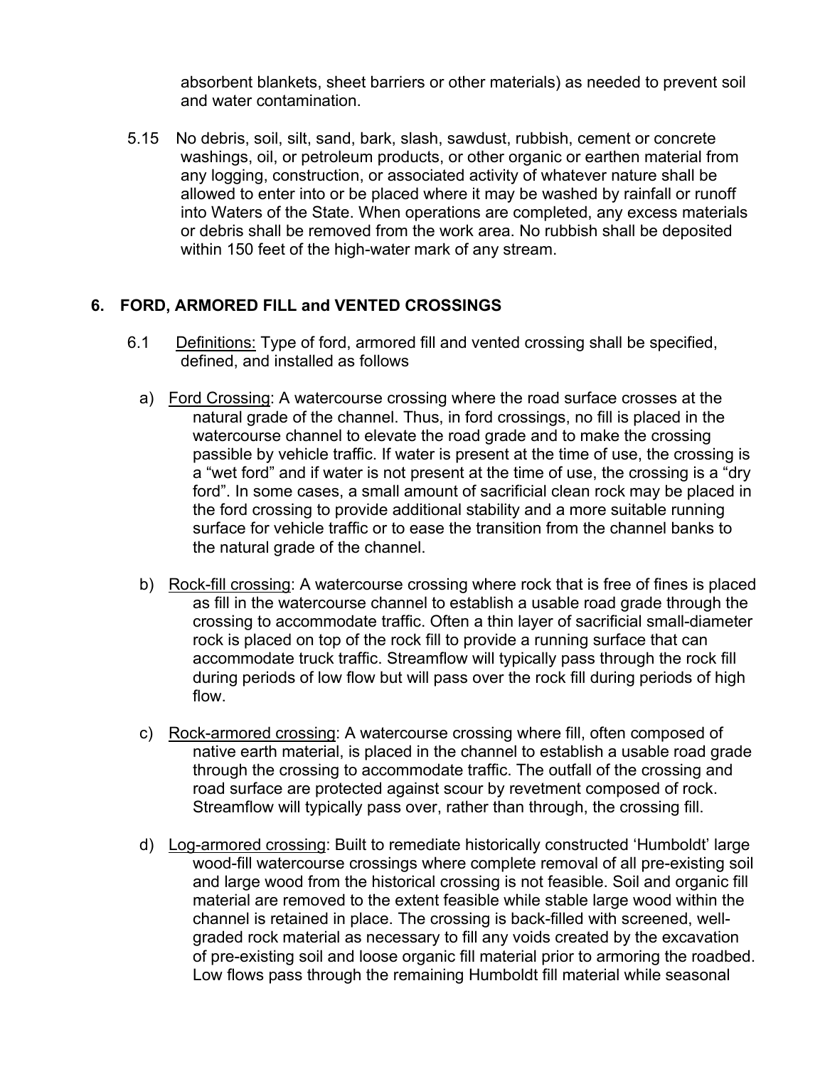absorbent blankets, sheet barriers or other materials) as needed to prevent soil and water contamination.

5.15 No debris, soil, silt, sand, bark, slash, sawdust, rubbish, cement or concrete washings, oil, or petroleum products, or other organic or earthen material from any logging, construction, or associated activity of whatever nature shall be allowed to enter into or be placed where it may be washed by rainfall or runoff into Waters of the State. When operations are completed, any excess materials or debris shall be removed from the work area. No rubbish shall be deposited within 150 feet of the high-water mark of any stream.

## 6. FORD, ARMORED FILL and VENTED CROSSINGS

6.1 Definitions: Type of ford, armored fill and vented crossing shall be specified, defined, and installed as follows

a) Ford Crossing: A watercourse crossing where the road surface crosses at the natural grade of the channel. Thus, in ford crossings, no fill is placed in the watercourse channel to elevate the road grade and to make the crossing passible by vehicle traffic. If water is present at the time of use, the crossing is a "wet ford" and if water is not present at the time of use, the crossing is a "dry ford". In some cases, a small amount of sacrificial clean rock may be placed in the ford crossing to provide additional stability and a more suitable running surface for vehicle traffic or to ease the transition from the channel banks to the natural grade of the channel.

b) Rock-fill crossing: A watercourse crossing where rock that is free of fines is placed as fill in the watercourse channel to establish a usable road grade through the crossing to accommodate traffic. Often a thin layer of sacrificial small-diameter rock is placed on top of the rock fill to provide a running surface that can accommodate truck traffic. Streamflow will typically pass through the rock fill during periods of low flow but will pass over the rock fill during periods of high flow.

c) Rock-armored crossing: A watercourse crossing where fill, often composed of native earth material, is placed in the channel to establish a usable road grade through the crossing to accommodate traffic. The outfall of the crossing and road surface are protected against scour by revetment composed of rock. Streamflow will typically pass over, rather than through, the crossing fill.

d) Log-armored crossing: Built to remediate historically constructed 'Humboldt' large wood-fill watercourse crossings where complete removal of all pre-existing soil and large wood from the historical crossing is not feasible. Soil and organic fill material are removed to the extent feasible while stable large wood within the channel is retained in place. The crossing is back-filled with screened, well-graded rock material as necessary to fill any voids created by the excavation of pre-existing soil and loose organic fill material prior to armoring the roadbed. Low flows pass through the remaining Humboldt fill material while seasonal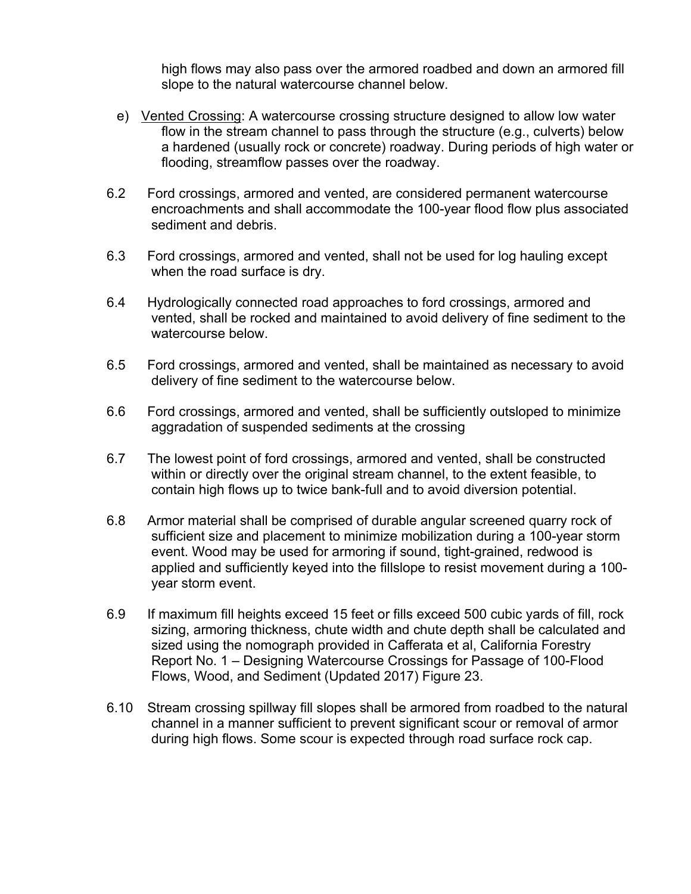high flows may also pass over the armored roadbed and down an armored fill slope to the natural watercourse channel below.

e) Vented Crossing: A watercourse crossing structure designed to allow low water flow in the stream channel to pass through the structure (e.g., culverts) below a hardened (usually rock or concrete) roadway. During periods of high water or flooding, streamflow passes over the roadway.

6.2 Ford crossings, armored and vented, are considered permanent watercourse encroachments and shall accommodate the 100-year flood flow plus associated sediment and debris.

6.3 Ford crossings, armored and vented, shall not be used for log hauling except when the road surface is dry.

6.4 Hydrologically connected road approaches to ford crossings, armored and vented, shall be rocked and maintained to avoid delivery of fine sediment to the watercourse below.

6.5 Ford crossings, armored and vented, shall be maintained as necessary to avoid delivery of fine sediment to the watercourse below.

6.6 Ford crossings, armored and vented, shall be sufficiently outsloped to minimize aggradation of suspended sediments at the crossing

6.7 The lowest point of ford crossings, armored and vented, shall be constructed within or directly over the original stream channel, to the extent feasible, to contain high flows up to twice bank-full and to avoid diversion potential.

6.8 Armor material shall be comprised of durable angular screened quarry rock of sufficient size and placement to minimize mobilization during a 100-year storm event. Wood may be used for armoring if sound, tight-grained, redwood is applied and sufficiently keyed into the fillslope to resist movement during a 100-year storm event.

6.9 If maximum fill heights exceed 15 feet or fills exceed 500 cubic yards of fill, rock sizing, armoring thickness, chute width and chute depth shall be calculated and sized using the nomograph provided in Cafferata et al, California Forestry Report No. 1 – Designing Watercourse Crossings for Passage of 100-Flood Flows, Wood, and Sediment (Updated 2017) Figure 23.

6.10 Stream crossing spillway fill slopes shall be armored from roadbed to the natural channel in a manner sufficient to prevent significant scour or removal of armor during high flows. Some scour is expected through road surface rock cap.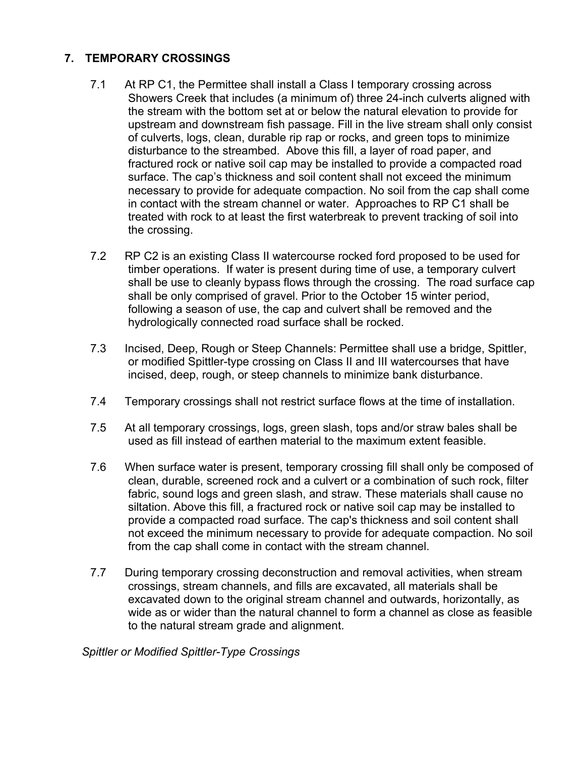## 7. TEMPORARY CROSSINGS

7.1 At RP C1, the Permittee shall install a Class I temporary crossing across Showers Creek that includes (a minimum of) three 24-inch culverts aligned with the stream with the bottom set at or below the natural elevation to provide for upstream and downstream fish passage. Fill in the live stream shall only consist of culverts, logs, clean, durable rip rap or rocks, and green tops to minimize disturbance to the streambed. Above this fill, a layer of road paper, and fractured rock or native soil cap may be installed to provide a compacted road surface. The cap's thickness and soil content shall not exceed the minimum necessary to provide for adequate compaction. No soil from the cap shall come in contact with the stream channel or water. Approaches to RP C1 shall be treated with rock to at least the first waterbreak to prevent tracking of soil into the crossing.

7.2 RP C2 is an existing Class II watercourse rocked ford proposed to be used for timber operations. If water is present during time of use, a temporary culvert shall be use to cleanly bypass flows through the crossing. The road surface cap shall be only comprised of gravel. Prior to the October 15 winter period, following a season of use, the cap and culvert shall be removed and the hydrologically connected road surface shall be rocked.

7.3 Incised, Deep, Rough or Steep Channels: Permittee shall use a bridge, Spittler, or modified Spittler-type crossing on Class II and III watercourses that have incised, deep, rough, or steep channels to minimize bank disturbance.

7.4 Temporary crossings shall not restrict surface flows at the time of installation.

7.5 At all temporary crossings, logs, green slash, tops and/or straw bales shall be used as fill instead of earthen material to the maximum extent feasible.

7.6 When surface water is present, temporary crossing fill shall only be composed of clean, durable, screened rock and a culvert or a combination of such rock, filter fabric, sound logs and green slash, and straw. These materials shall cause no siltation. Above this fill, a fractured rock or native soil cap may be installed to provide a compacted road surface. The cap's thickness and soil content shall not exceed the minimum necessary to provide for adequate compaction. No soil from the cap shall come in contact with the stream channel.

7.7 During temporary crossing deconstruction and removal activities, when stream crossings, stream channels, and fills are excavated, all materials shall be excavated down to the original stream channel and outwards, horizontally, as wide as or wider than the natural channel to form a channel as close as feasible to the natural stream grade and alignment.

*Spittler or Modified Spittler-Type Crossings*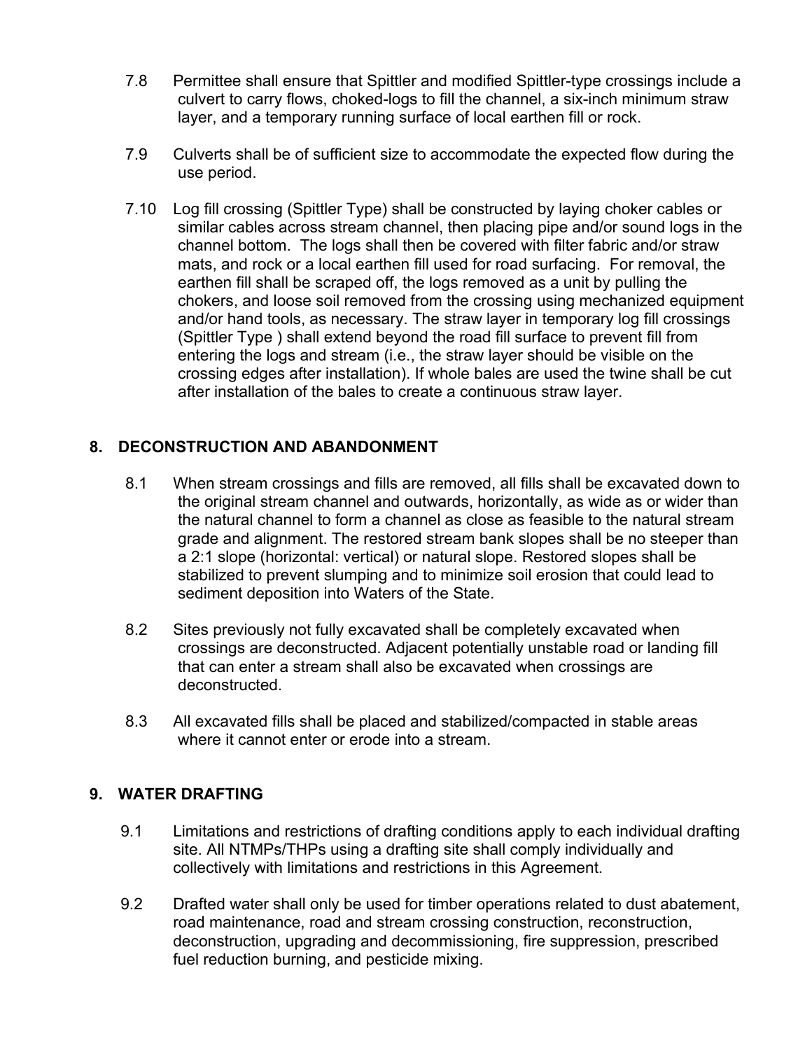7.8 Permittee shall ensure that Spittler and modified Spittler-type crossings include a culvert to carry flows, choked-logs to fill the channel, a six-inch minimum straw layer, and a temporary running surface of local earthen fill or rock.

7.9 Culverts shall be of sufficient size to accommodate the expected flow during the use period.

7.10 Log fill crossing (Spittler Type) shall be constructed by laying choker cables or similar cables across stream channel, then placing pipe and/or sound logs in the channel bottom. The logs shall then be covered with filter fabric and/or straw mats, and rock or a local earthen fill used for road surfacing. For removal, the earthen fill shall be scraped off, the logs removed as a unit by pulling the chokers, and loose soil removed from the crossing using mechanized equipment and/or hand tools, as necessary. The straw layer in temporary log fill crossings (Spittler Type ) shall extend beyond the road fill surface to prevent fill from entering the logs and stream (i.e., the straw layer should be visible on the crossing edges after installation). If whole bales are used the twine shall be cut after installation of the bales to create a continuous straw layer.

## 8. DECONSTRUCTION AND ABANDONMENT

8.1 When stream crossings and fills are removed, all fills shall be excavated down to the original stream channel and outwards, horizontally, as wide as or wider than the natural channel to form a channel as close as feasible to the natural stream grade and alignment. The restored stream bank slopes shall be no steeper than a 2:1 slope (horizontal: vertical) or natural slope. Restored slopes shall be stabilized to prevent slumping and to minimize soil erosion that could lead to sediment deposition into Waters of the State.

8.2 Sites previously not fully excavated shall be completely excavated when crossings are deconstructed. Adjacent potentially unstable road or landing fill that can enter a stream shall also be excavated when crossings are deconstructed.

8.3 All excavated fills shall be placed and stabilized/compacted in stable areas where it cannot enter or erode into a stream.

## 9. WATER DRAFTING

9.1 Limitations and restrictions of drafting conditions apply to each individual drafting site. All NTMPs/THPs using a drafting site shall comply individually and collectively with limitations and restrictions in this Agreement.

9.2 Drafted water shall only be used for timber operations related to dust abatement, road maintenance, road and stream crossing construction, reconstruction, deconstruction, upgrading and decommissioning, fire suppression, prescribed fuel reduction burning, and pesticide mixing.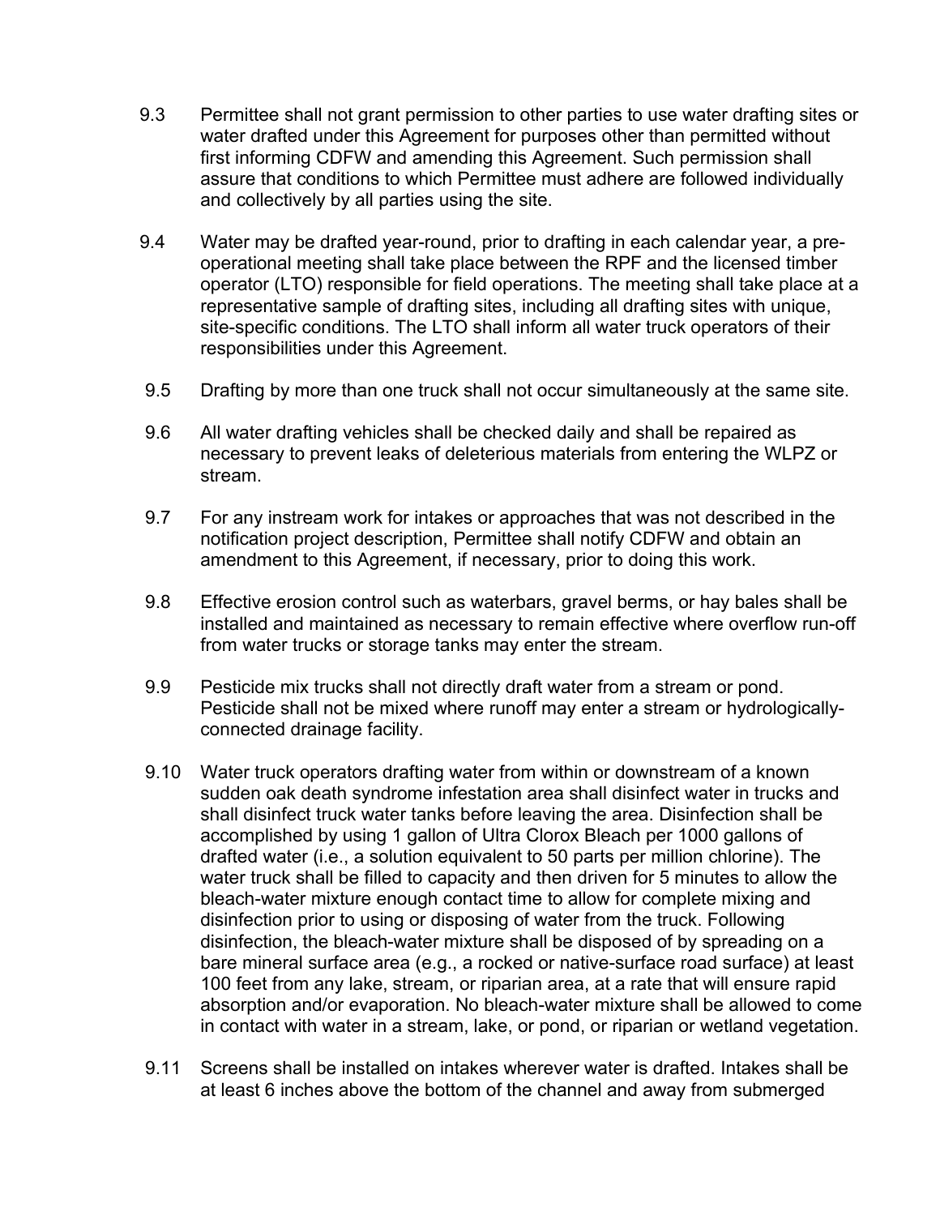9.3 Permittee shall not grant permission to other parties to use water drafting sites or water drafted under this Agreement for purposes other than permitted without first informing CDFW and amending this Agreement. Such permission shall assure that conditions to which Permittee must adhere are followed individually and collectively by all parties using the site.

9.4 Water may be drafted year-round, prior to drafting in each calendar year, a pre-operational meeting shall take place between the RPF and the licensed timber operator (LTO) responsible for field operations. The meeting shall take place at a representative sample of drafting sites, including all drafting sites with unique, site-specific conditions. The LTO shall inform all water truck operators of their responsibilities under this Agreement.

9.5 Drafting by more than one truck shall not occur simultaneously at the same site.

9.6 All water drafting vehicles shall be checked daily and shall be repaired as necessary to prevent leaks of deleterious materials from entering the WLPZ or stream.

9.7 For any instream work for intakes or approaches that was not described in the notification project description, Permittee shall notify CDFW and obtain an amendment to this Agreement, if necessary, prior to doing this work.

9.8 Effective erosion control such as waterbars, gravel berms, or hay bales shall be installed and maintained as necessary to remain effective where overflow run-off from water trucks or storage tanks may enter the stream.

9.9 Pesticide mix trucks shall not directly draft water from a stream or pond. Pesticide shall not be mixed where runoff may enter a stream or hydrologically-connected drainage facility.

9.10 Water truck operators drafting water from within or downstream of a known sudden oak death syndrome infestation area shall disinfect water in trucks and shall disinfect truck water tanks before leaving the area. Disinfection shall be accomplished by using 1 gallon of Ultra Clorox Bleach per 1000 gallons of drafted water (i.e., a solution equivalent to 50 parts per million chlorine). The water truck shall be filled to capacity and then driven for 5 minutes to allow the bleach-water mixture enough contact time to allow for complete mixing and disinfection prior to using or disposing of water from the truck. Following disinfection, the bleach-water mixture shall be disposed of by spreading on a bare mineral surface area (e.g., a rocked or native-surface road surface) at least 100 feet from any lake, stream, or riparian area, at a rate that will ensure rapid absorption and/or evaporation. No bleach-water mixture shall be allowed to come in contact with water in a stream, lake, or pond, or riparian or wetland vegetation.

9.11 Screens shall be installed on intakes wherever water is drafted. Intakes shall be at least 6 inches above the bottom of the channel and away from submerged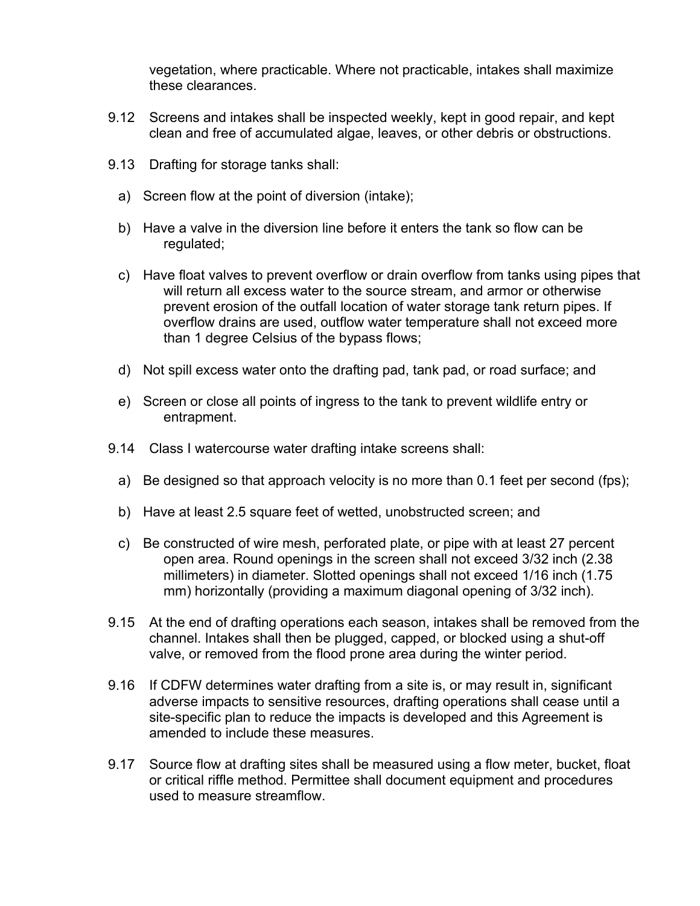vegetation, where practicable. Where not practicable, intakes shall maximize these clearances.

9.12 Screens and intakes shall be inspected weekly, kept in good repair, and kept clean and free of accumulated algae, leaves, or other debris or obstructions.

9.13 Drafting for storage tanks shall:

a) Screen flow at the point of diversion (intake);

b) Have a valve in the diversion line before it enters the tank so flow can be regulated;

c) Have float valves to prevent overflow or drain overflow from tanks using pipes that will return all excess water to the source stream, and armor or otherwise prevent erosion of the outfall location of water storage tank return pipes. If overflow drains are used, outflow water temperature shall not exceed more than 1 degree Celsius of the bypass flows;

d) Not spill excess water onto the drafting pad, tank pad, or road surface; and

e) Screen or close all points of ingress to the tank to prevent wildlife entry or entrapment.

9.14 Class I watercourse water drafting intake screens shall:

a) Be designed so that approach velocity is no more than 0.1 feet per second (fps);

b) Have at least 2.5 square feet of wetted, unobstructed screen; and

c) Be constructed of wire mesh, perforated plate, or pipe with at least 27 percent open area. Round openings in the screen shall not exceed 3/32 inch (2.38 millimeters) in diameter. Slotted openings shall not exceed 1/16 inch (1.75 mm) horizontally (providing a maximum diagonal opening of 3/32 inch).

9.15 At the end of drafting operations each season, intakes shall be removed from the channel. Intakes shall then be plugged, capped, or blocked using a shut-off valve, or removed from the flood prone area during the winter period.

9.16 If CDFW determines water drafting from a site is, or may result in, significant adverse impacts to sensitive resources, drafting operations shall cease until a site-specific plan to reduce the impacts is developed and this Agreement is amended to include these measures.

9.17 Source flow at drafting sites shall be measured using a flow meter, bucket, float or critical riffle method. Permittee shall document equipment and procedures used to measure streamflow.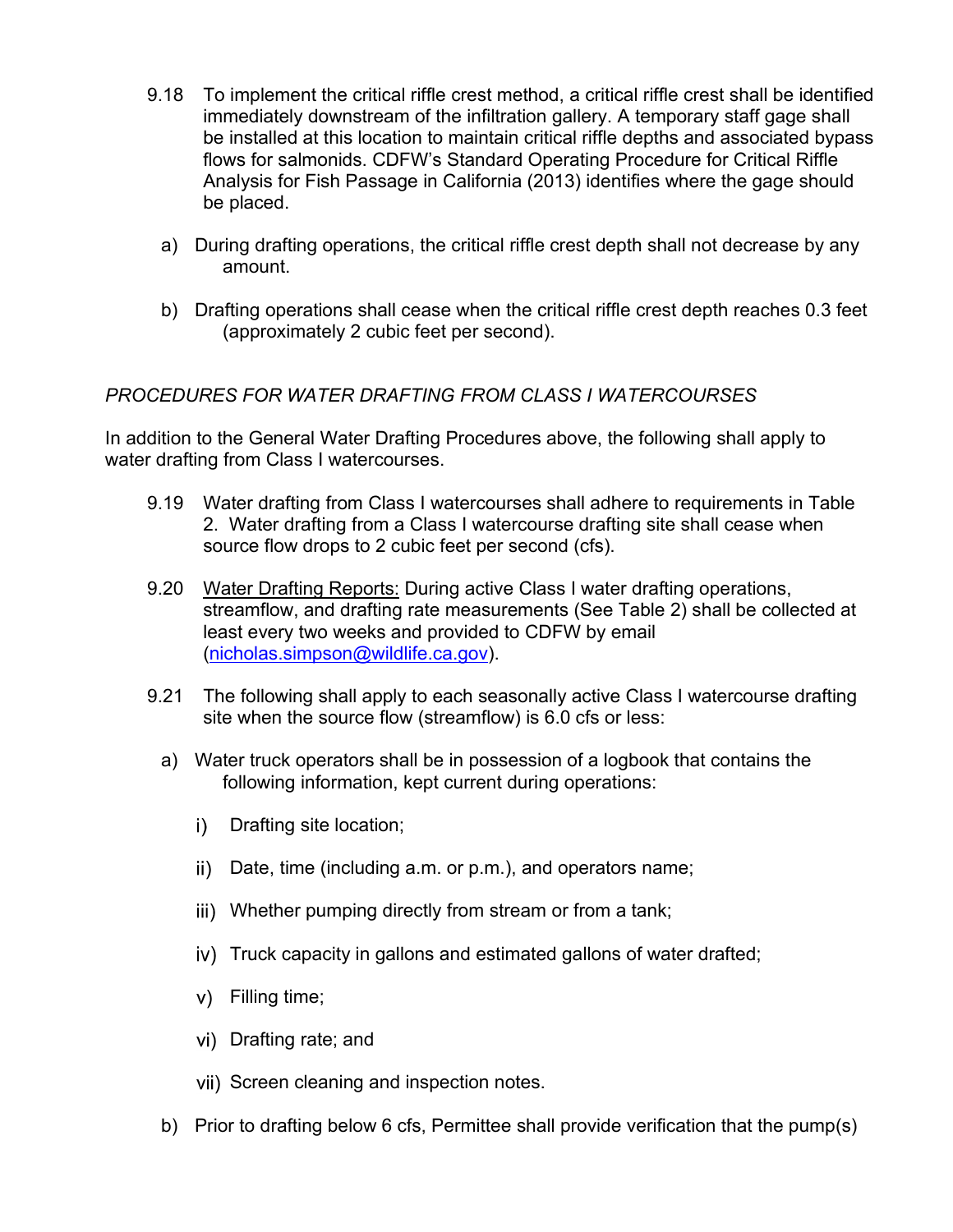9.18 To implement the critical riffle crest method, a critical riffle crest shall be identified immediately downstream of the infiltration gallery. A temporary staff gage shall be installed at this location to maintain critical riffle depths and associated bypass flows for salmonids. CDFW's Standard Operating Procedure for Critical Riffle Analysis for Fish Passage in California (2013) identifies where the gage should be placed.

a) During drafting operations, the critical riffle crest depth shall not decrease by any amount.

b) Drafting operations shall cease when the critical riffle crest depth reaches 0.3 feet (approximately 2 cubic feet per second).

*PROCEDURES FOR WATER DRAFTING FROM CLASS I WATERCOURSES*

In addition to the General Water Drafting Procedures above, the following shall apply to water drafting from Class I watercourses.

9.19 Water drafting from Class I watercourses shall adhere to requirements in Table 2. Water drafting from a Class I watercourse drafting site shall cease when source flow drops to 2 cubic feet per second (cfs).

9.20 Water Drafting Reports: During active Class I water drafting operations, streamflow, and drafting rate measurements (See Table 2) shall be collected at least every two weeks and provided to CDFW by email (nicholas.simpson@wildlife.ca.gov).

9.21 The following shall apply to each seasonally active Class I watercourse drafting site when the source flow (streamflow) is 6.0 cfs or less:

a) Water truck operators shall be in possession of a logbook that contains the following information, kept current during operations:

i) Drafting site location;

ii) Date, time (including a.m. or p.m.), and operators name;

iii) Whether pumping directly from stream or from a tank;

iv) Truck capacity in gallons and estimated gallons of water drafted;

v) Filling time;

vi) Drafting rate; and

vii) Screen cleaning and inspection notes.

b) Prior to drafting below 6 cfs, Permittee shall provide verification that the pump(s)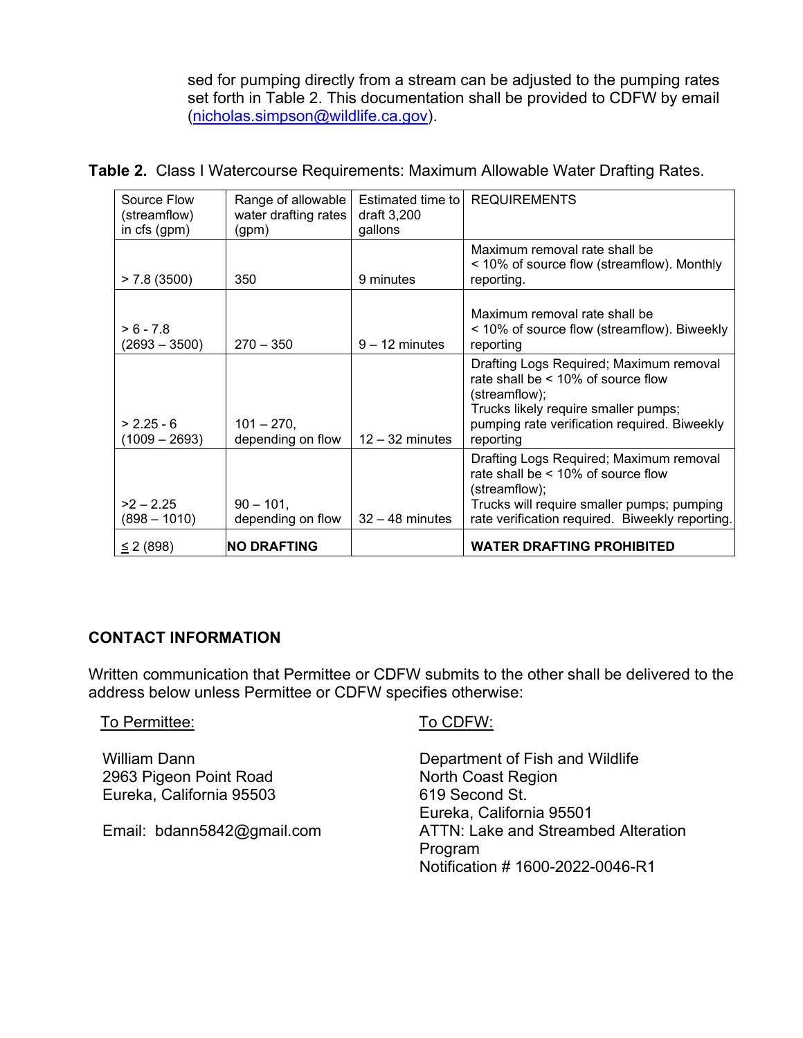sed for pumping directly from a stream can be adjusted to the pumping rates set forth in Table 2. This documentation shall be provided to CDFW by email (nicholas.simpson@wildlife.ca.gov).

**Table 2.** Class I Watercourse Requirements: Maximum Allowable Water Drafting Rates.

| Source Flow (streamflow) in cfs (gpm) | Range of allowable water drafting rates (gpm) | Estimated time to draft 3,200 gallons | REQUIREMENTS |
|---|---|---|---|
| > 7.8 (3500) | 350 | 9 minutes | Maximum removal rate shall be < 10% of source flow (streamflow). Monthly reporting. |
| > 6 - 7.8 (2693 – 3500) | 270 – 350 | 9 – 12 minutes | Maximum removal rate shall be < 10% of source flow (streamflow). Biweekly reporting |
| > 2.25 - 6 (1009 – 2693) | 101 – 270, depending on flow | 12 – 32 minutes | Drafting Logs Required; Maximum removal rate shall be < 10% of source flow (streamflow); Trucks likely require smaller pumps; pumping rate verification required. Biweekly reporting |
| >2 – 2.25 (898 – 1010) | 90 – 101, depending on flow | 32 – 48 minutes | Drafting Logs Required; Maximum removal rate shall be < 10% of source flow (streamflow); Trucks will require smaller pumps; pumping rate verification required. Biweekly reporting. |
| ≤ 2 (898) | **NO DRAFTING** | | **WATER DRAFTING PROHIBITED** |

## CONTACT INFORMATION

Written communication that Permittee or CDFW submits to the other shall be delivered to the address below unless Permittee or CDFW specifies otherwise:

To Permittee:

William Dann
2963 Pigeon Point Road
Eureka, California 95503

Email: bdann5842@gmail.com

To CDFW:

Department of Fish and Wildlife
North Coast Region
619 Second St.
Eureka, California 95501
ATTN: Lake and Streambed Alteration Program
Notification # 1600-2022-0046-R1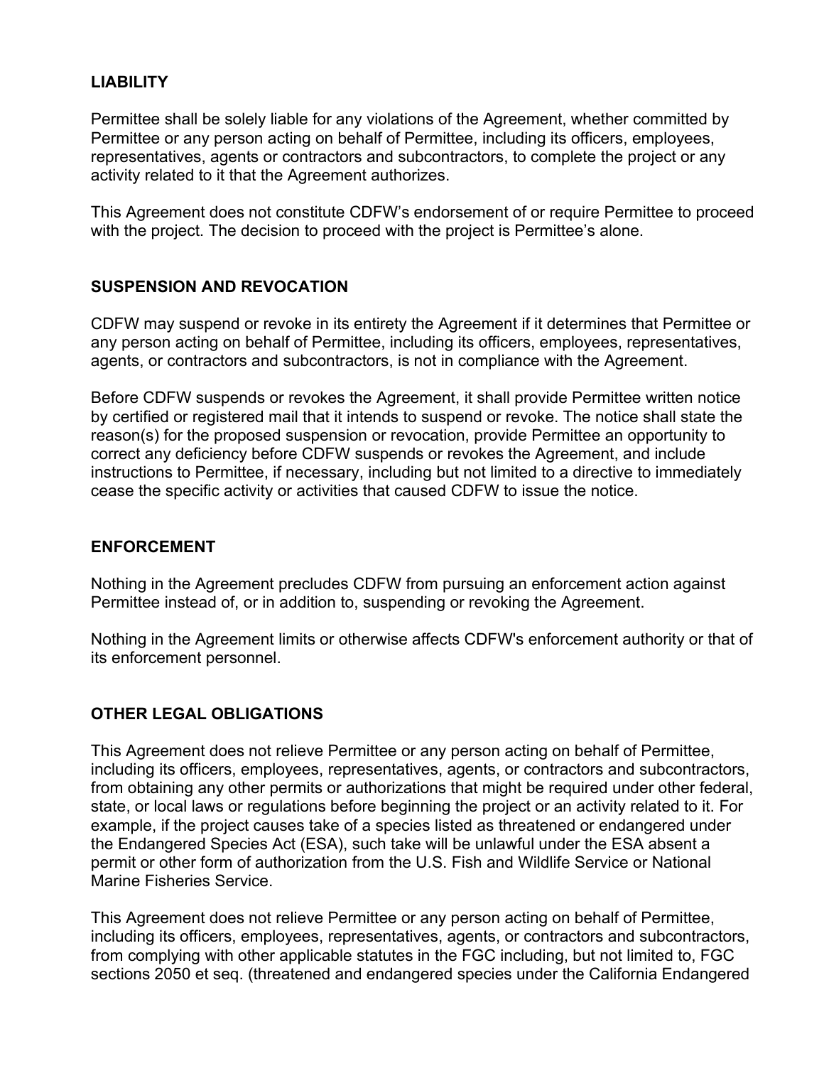### LIABILITY

Permittee shall be solely liable for any violations of the Agreement, whether committed by Permittee or any person acting on behalf of Permittee, including its officers, employees, representatives, agents or contractors and subcontractors, to complete the project or any activity related to it that the Agreement authorizes.

This Agreement does not constitute CDFW's endorsement of or require Permittee to proceed with the project. The decision to proceed with the project is Permittee's alone.

### SUSPENSION AND REVOCATION

CDFW may suspend or revoke in its entirety the Agreement if it determines that Permittee or any person acting on behalf of Permittee, including its officers, employees, representatives, agents, or contractors and subcontractors, is not in compliance with the Agreement.

Before CDFW suspends or revokes the Agreement, it shall provide Permittee written notice by certified or registered mail that it intends to suspend or revoke. The notice shall state the reason(s) for the proposed suspension or revocation, provide Permittee an opportunity to correct any deficiency before CDFW suspends or revokes the Agreement, and include instructions to Permittee, if necessary, including but not limited to a directive to immediately cease the specific activity or activities that caused CDFW to issue the notice.

### ENFORCEMENT

Nothing in the Agreement precludes CDFW from pursuing an enforcement action against Permittee instead of, or in addition to, suspending or revoking the Agreement.

Nothing in the Agreement limits or otherwise affects CDFW's enforcement authority or that of its enforcement personnel.

### OTHER LEGAL OBLIGATIONS

This Agreement does not relieve Permittee or any person acting on behalf of Permittee, including its officers, employees, representatives, agents, or contractors and subcontractors, from obtaining any other permits or authorizations that might be required under other federal, state, or local laws or regulations before beginning the project or an activity related to it. For example, if the project causes take of a species listed as threatened or endangered under the Endangered Species Act (ESA), such take will be unlawful under the ESA absent a permit or other form of authorization from the U.S. Fish and Wildlife Service or National Marine Fisheries Service.

This Agreement does not relieve Permittee or any person acting on behalf of Permittee, including its officers, employees, representatives, agents, or contractors and subcontractors, from complying with other applicable statutes in the FGC including, but not limited to, FGC sections 2050 et seq. (threatened and endangered species under the California Endangered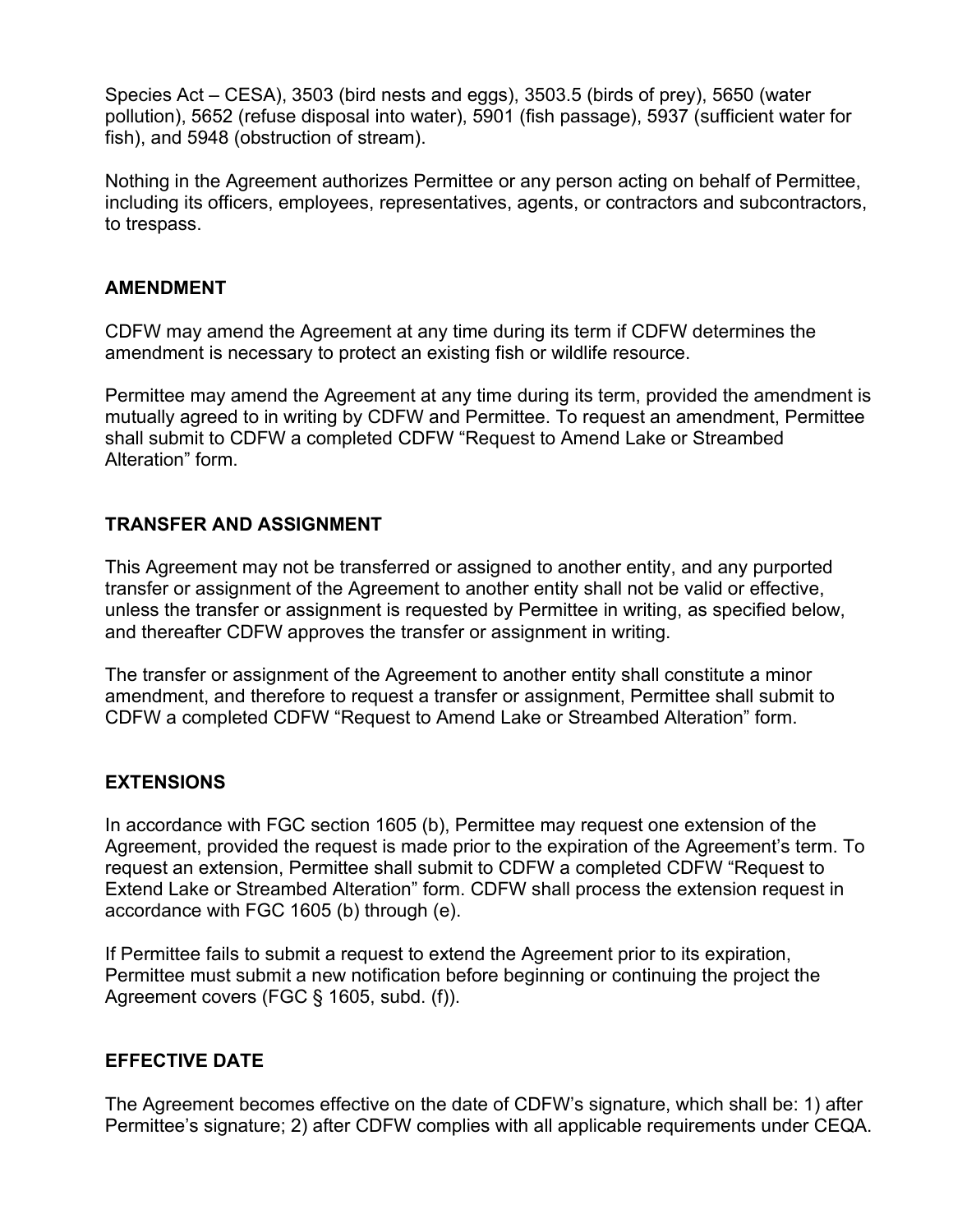Species Act – CESA), 3503 (bird nests and eggs), 3503.5 (birds of prey), 5650 (water pollution), 5652 (refuse disposal into water), 5901 (fish passage), 5937 (sufficient water for fish), and 5948 (obstruction of stream).

Nothing in the Agreement authorizes Permittee or any person acting on behalf of Permittee, including its officers, employees, representatives, agents, or contractors and subcontractors, to trespass.

## AMENDMENT

CDFW may amend the Agreement at any time during its term if CDFW determines the amendment is necessary to protect an existing fish or wildlife resource.

Permittee may amend the Agreement at any time during its term, provided the amendment is mutually agreed to in writing by CDFW and Permittee. To request an amendment, Permittee shall submit to CDFW a completed CDFW "Request to Amend Lake or Streambed Alteration" form.

## TRANSFER AND ASSIGNMENT

This Agreement may not be transferred or assigned to another entity, and any purported transfer or assignment of the Agreement to another entity shall not be valid or effective, unless the transfer or assignment is requested by Permittee in writing, as specified below, and thereafter CDFW approves the transfer or assignment in writing.

The transfer or assignment of the Agreement to another entity shall constitute a minor amendment, and therefore to request a transfer or assignment, Permittee shall submit to CDFW a completed CDFW "Request to Amend Lake or Streambed Alteration" form.

## EXTENSIONS

In accordance with FGC section 1605 (b), Permittee may request one extension of the Agreement, provided the request is made prior to the expiration of the Agreement's term. To request an extension, Permittee shall submit to CDFW a completed CDFW "Request to Extend Lake or Streambed Alteration" form. CDFW shall process the extension request in accordance with FGC 1605 (b) through (e).

If Permittee fails to submit a request to extend the Agreement prior to its expiration, Permittee must submit a new notification before beginning or continuing the project the Agreement covers (FGC § 1605, subd. (f)).

## EFFECTIVE DATE

The Agreement becomes effective on the date of CDFW's signature, which shall be: 1) after Permittee's signature; 2) after CDFW complies with all applicable requirements under CEQA.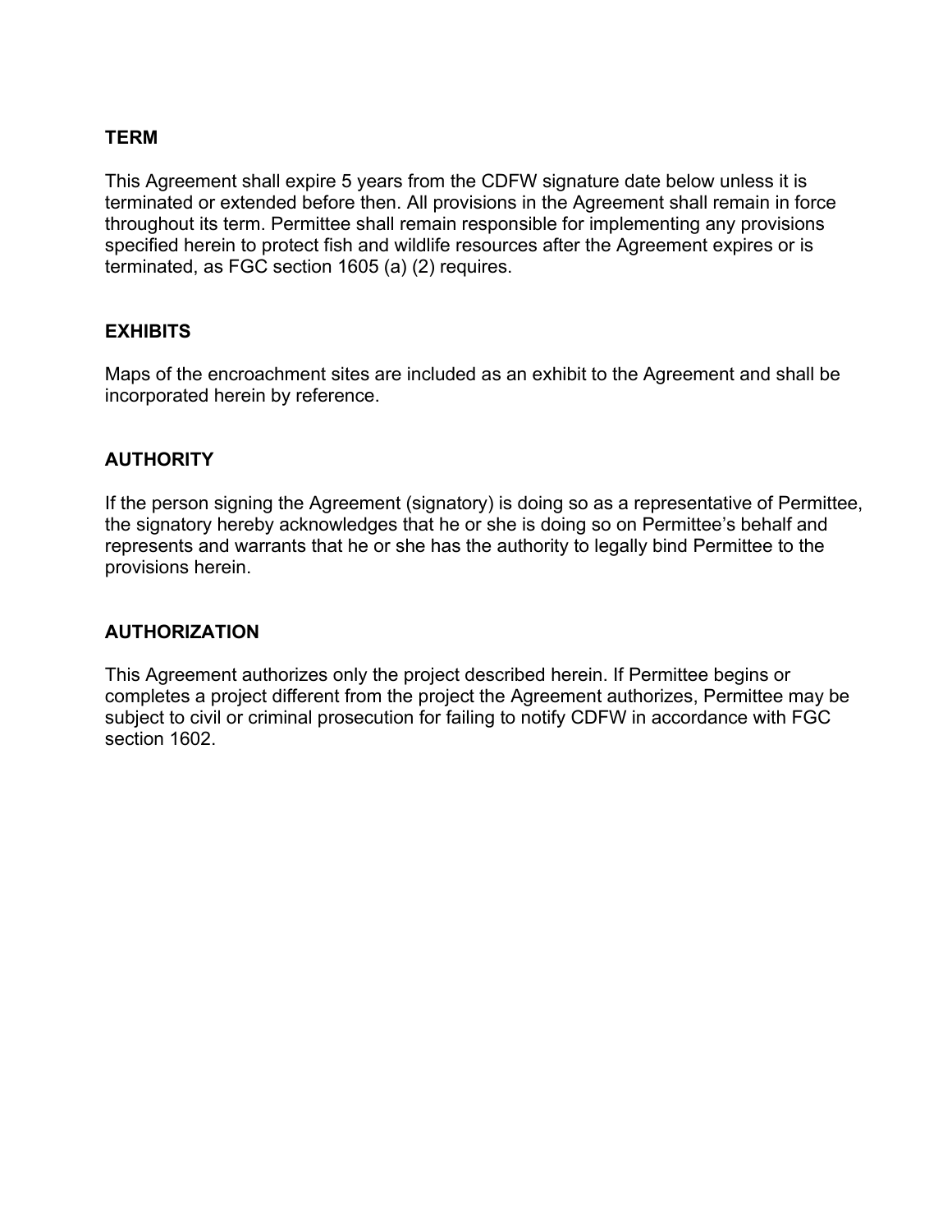## TERM

This Agreement shall expire 5 years from the CDFW signature date below unless it is terminated or extended before then. All provisions in the Agreement shall remain in force throughout its term. Permittee shall remain responsible for implementing any provisions specified herein to protect fish and wildlife resources after the Agreement expires or is terminated, as FGC section 1605 (a) (2) requires.

## EXHIBITS

Maps of the encroachment sites are included as an exhibit to the Agreement and shall be incorporated herein by reference.

## AUTHORITY

If the person signing the Agreement (signatory) is doing so as a representative of Permittee, the signatory hereby acknowledges that he or she is doing so on Permittee's behalf and represents and warrants that he or she has the authority to legally bind Permittee to the provisions herein.

## AUTHORIZATION

This Agreement authorizes only the project described herein. If Permittee begins or completes a project different from the project the Agreement authorizes, Permittee may be subject to civil or criminal prosecution for failing to notify CDFW in accordance with FGC section 1602.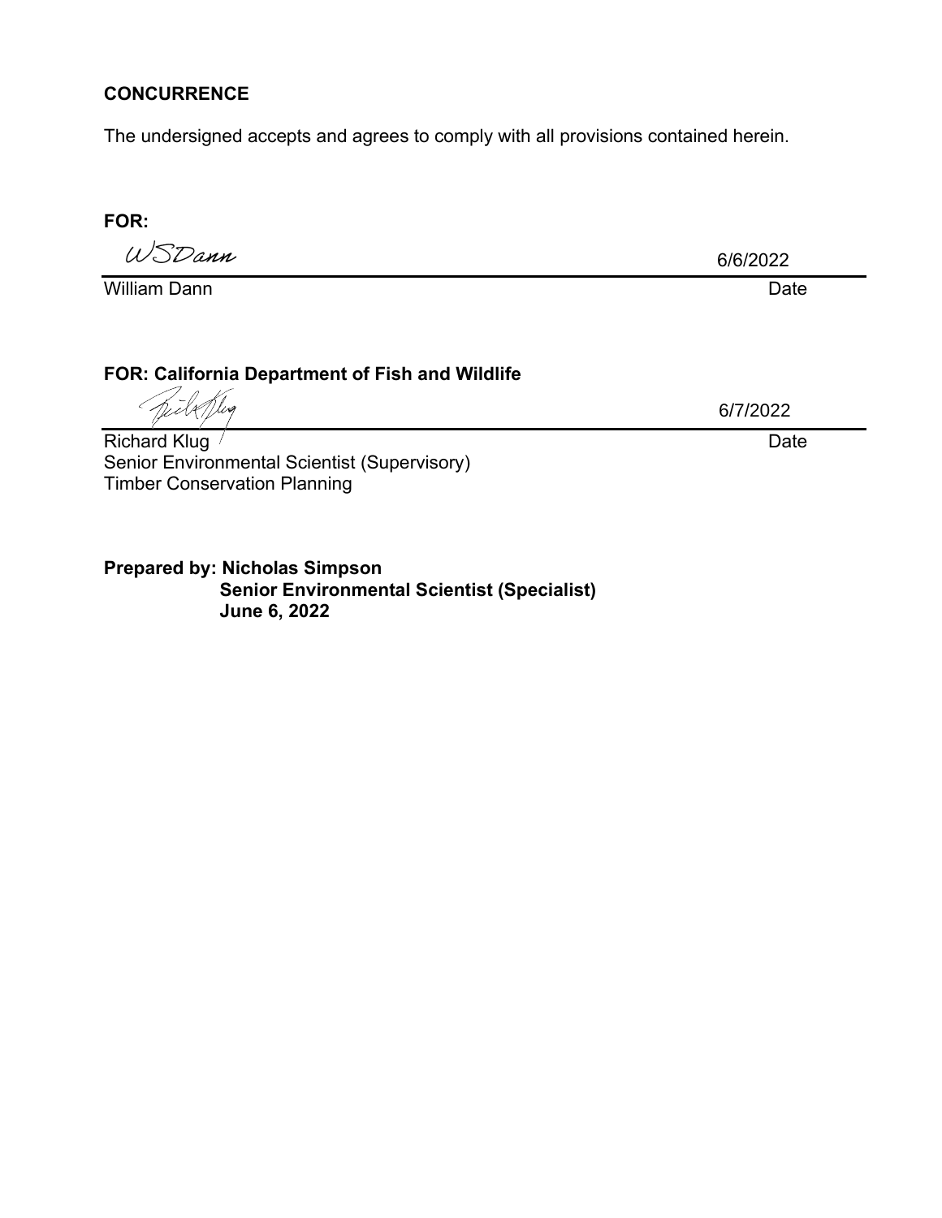**CONCURRENCE**

The undersigned accepts and agrees to comply with all provisions contained herein.

**FOR:**

WSDann 6/6/2022

William Dann Date

**FOR: California Department of Fish and Wildlife**

6/7/2022

Richard Klug Date
Senior Environmental Scientist (Supervisory)
Timber Conservation Planning

**Prepared by: Nicholas Simpson**
**Senior Environmental Scientist (Specialist)**
**June 6, 2022**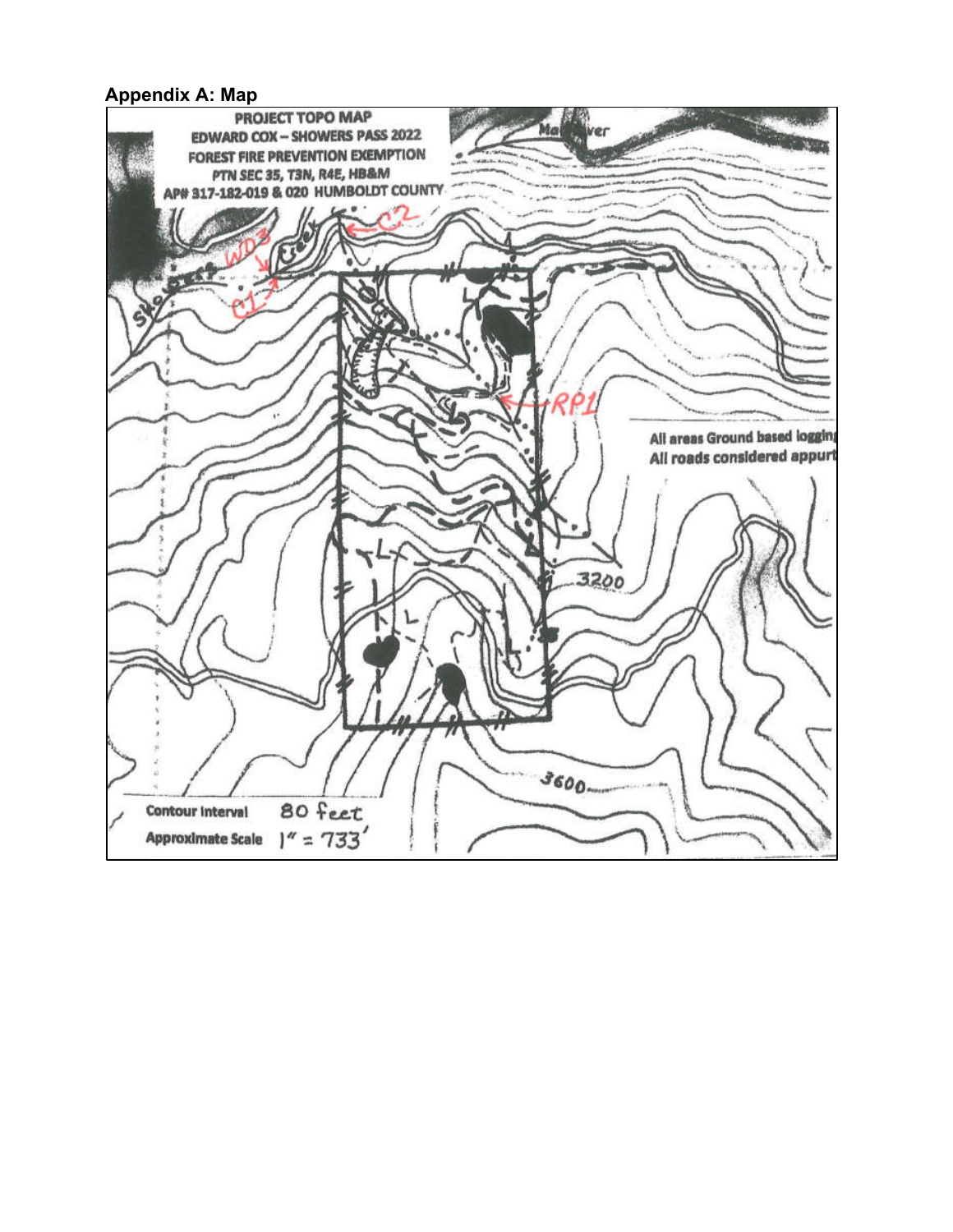## Appendix A: Map

PROJECT TOPO MAP
EDWARD COX – SHOWERS PASS 2022
FOREST FIRE PREVENTION EXEMPTION
PTN SEC 35, T3N, R4E, HB&M
AP# 317-182-019 & 020 HUMBOLDT COUNTY

Mad River

Showers Creek

WD3

C1

C2

RP1

All areas Ground based logging
All roads considered appurt

3200

3600

Contour Interval 80 feet

Approximate Scale 1" = 733'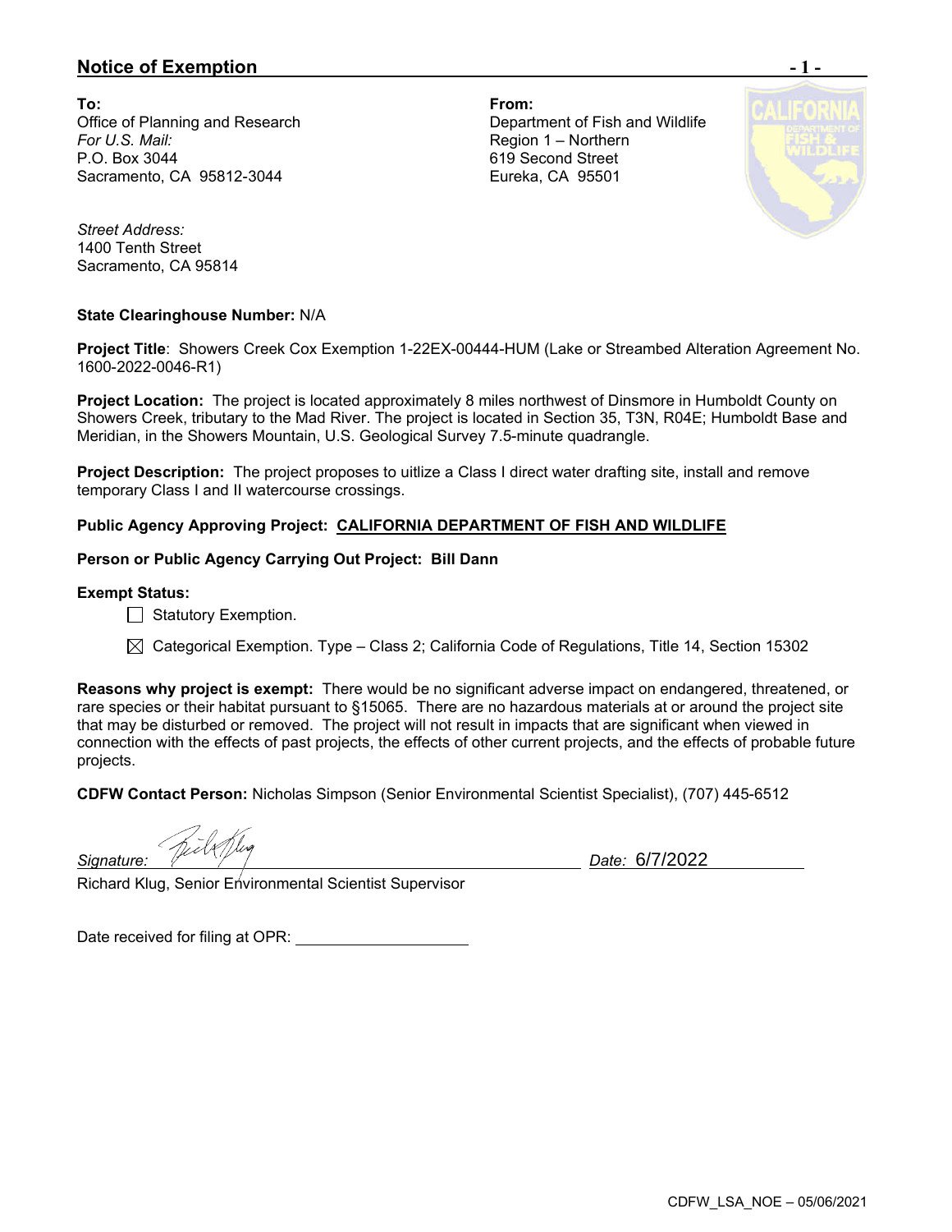## Notice of Exemption

**To:**
Office of Planning and Research
*For U.S. Mail:*
P.O. Box 3044
Sacramento, CA 95812-3044

*Street Address:*
1400 Tenth Street
Sacramento, CA 95814

**From:**
Department of Fish and Wildlife
Region 1 – Northern
619 Second Street
Eureka, CA 95501

**State Clearinghouse Number:** N/A

**Project Title**: Showers Creek Cox Exemption 1-22EX-00444-HUM (Lake or Streambed Alteration Agreement No. 1600-2022-0046-R1)

**Project Location:** The project is located approximately 8 miles northwest of Dinsmore in Humboldt County on Showers Creek, tributary to the Mad River. The project is located in Section 35, T3N, R04E; Humboldt Base and Meridian, in the Showers Mountain, U.S. Geological Survey 7.5-minute quadrangle.

**Project Description:** The project proposes to uitlize a Class I direct water drafting site, install and remove temporary Class I and II watercourse crossings.

**Public Agency Approving Project: CALIFORNIA DEPARTMENT OF FISH AND WILDLIFE**

**Person or Public Agency Carrying Out Project: Bill Dann**

**Exempt Status:**

☐ Statutory Exemption.

☒ Categorical Exemption. Type – Class 2; California Code of Regulations, Title 14, Section 15302

**Reasons why project is exempt:** There would be no significant adverse impact on endangered, threatened, or rare species or their habitat pursuant to §15065. There are no hazardous materials at or around the project site that may be disturbed or removed. The project will not result in impacts that are significant when viewed in connection with the effects of past projects, the effects of other current projects, and the effects of probable future projects.

**CDFW Contact Person:** Nicholas Simpson (Senior Environmental Scientist Specialist), (707) 445-6512

*Signature:* ______________________ *Date:* 6/7/2022

Richard Klug, Senior Environmental Scientist Supervisor

Date received for filing at OPR: ____________________

CDFW_LSA_NOE – 05/06/2021